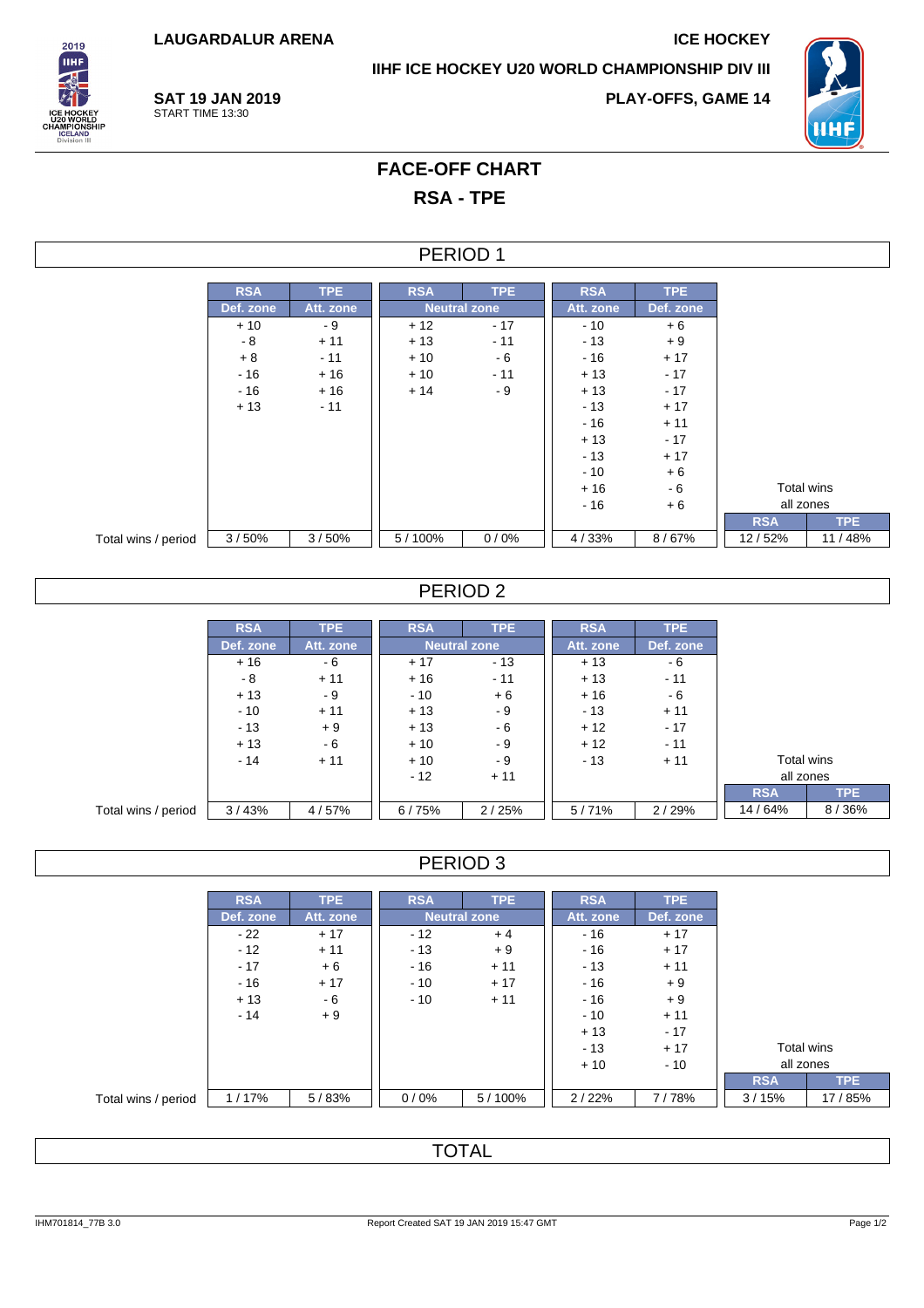LAUGARDALUR ARENA

ICE HOCKEY

IIHF ICE HOCKEY U20 WORLD CHAMPIONSHIP DIV III

**SAT 19 JAN 2019**
START TIME 13:30

PLAY-OFFS, GAME 14

# FACE-OFF CHART

## RSA - TPE

### PERIOD 1

| | RSA | TPE | RSA | TPE | RSA | TPE | | |
|---|---|---|---|---|---|---|---|---|
| | Def. zone | Att. zone | Neutral zone | | Att. zone | Def. zone | | |
| | + 10 | - 9 | + 12 | - 17 | - 10 | + 6 | | |
| | - 8 | + 11 | + 13 | - 11 | - 13 | + 9 | | |
| | + 8 | - 11 | + 10 | - 6 | - 16 | + 17 | | |
| | - 16 | + 16 | + 10 | - 11 | + 13 | - 17 | | |
| | - 16 | + 16 | + 14 | - 9 | + 13 | - 17 | | |
| | + 13 | - 11 | | | - 13 | + 17 | | |
| | | | | | - 16 | + 11 | | |
| | | | | | + 13 | - 17 | | |
| | | | | | - 13 | + 17 | | |
| | | | | | - 10 | + 6 | | |
| | | | | | + 16 | - 6 | Total wins | |
| | | | | | - 16 | + 6 | all zones | |
| | | | | | | | RSA | TPE |
| Total wins / period | 3 / 50% | 3 / 50% | 5 / 100% | 0 / 0% | 4 / 33% | 8 / 67% | 12 / 52% | 11 / 48% |

### PERIOD 2

| | RSA | TPE | RSA | TPE | RSA | TPE | | |
|---|---|---|---|---|---|---|---|---|
| | Def. zone | Att. zone | Neutral zone | | Att. zone | Def. zone | | |
| | + 16 | - 6 | + 17 | - 13 | + 13 | - 6 | | |
| | - 8 | + 11 | + 16 | - 11 | + 13 | - 11 | | |
| | + 13 | - 9 | - 10 | + 6 | + 16 | - 6 | | |
| | - 10 | + 11 | + 13 | - 9 | - 13 | + 11 | | |
| | - 13 | + 9 | + 13 | - 6 | + 12 | - 17 | | |
| | + 13 | - 6 | + 10 | - 9 | + 12 | - 11 | | |
| | - 14 | + 11 | + 10 | - 9 | - 13 | + 11 | Total wins | |
| | | | - 12 | + 11 | | | all zones | |
| | | | | | | | RSA | TPE |
| Total wins / period | 3 / 43% | 4 / 57% | 6 / 75% | 2 / 25% | 5 / 71% | 2 / 29% | 14 / 64% | 8 / 36% |

### PERIOD 3

| | RSA | TPE | RSA | TPE | RSA | TPE | | |
|---|---|---|---|---|---|---|---|---|
| | Def. zone | Att. zone | Neutral zone | | Att. zone | Def. zone | | |
| | - 22 | + 17 | - 12 | + 4 | - 16 | + 17 | | |
| | - 12 | + 11 | - 13 | + 9 | - 16 | + 17 | | |
| | - 17 | + 6 | - 16 | + 11 | - 13 | + 11 | | |
| | - 16 | + 17 | - 10 | + 17 | - 16 | + 9 | | |
| | + 13 | - 6 | - 10 | + 11 | - 16 | + 9 | | |
| | - 14 | + 9 | | | - 10 | + 11 | | |
| | | | | | + 13 | - 17 | | |
| | | | | | - 13 | + 17 | Total wins | |
| | | | | | + 10 | - 10 | all zones | |
| | | | | | | | RSA | TPE |
| Total wins / period | 1 / 17% | 5 / 83% | 0 / 0% | 5 / 100% | 2 / 22% | 7 / 78% | 3 / 15% | 17 / 85% |

### TOTAL

IHM701814_77B 3.0 Report Created SAT 19 JAN 2019 15:47 GMT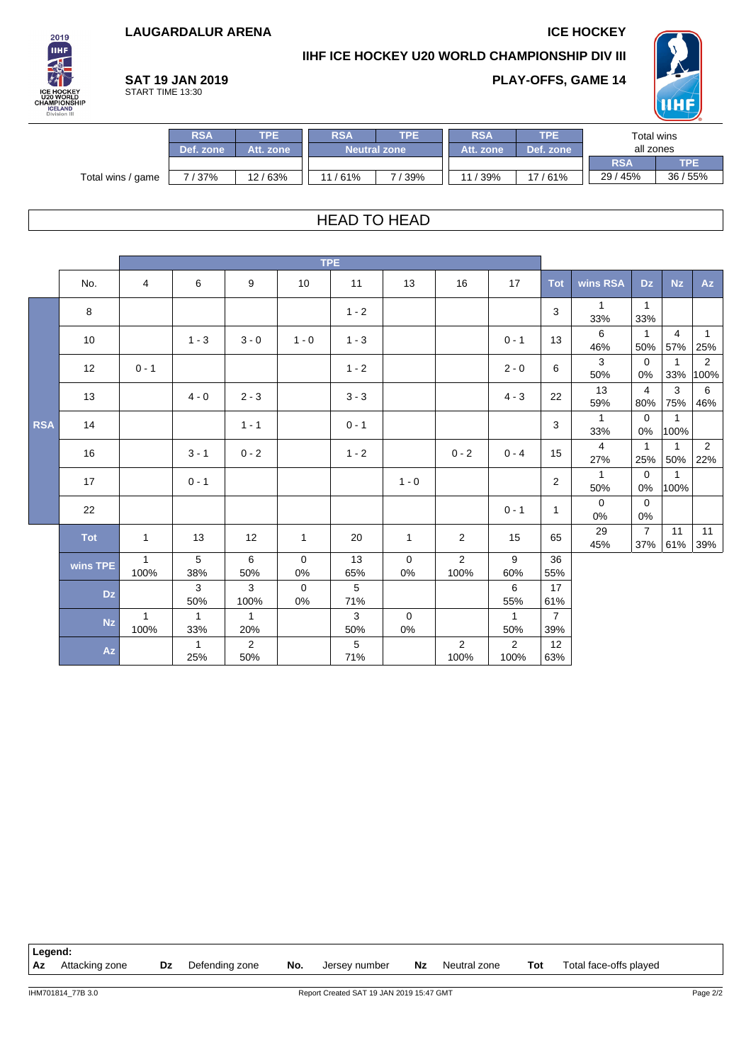**LAUGARDALUR ARENA** **ICE HOCKEY**

**IIHF ICE HOCKEY U20 WORLD CHAMPIONSHIP DIV III**

**SAT 19 JAN 2019**
START TIME 13:30

**PLAY-OFFS, GAME 14**

| | RSA Def. zone | TPE Att. zone | RSA Neutral zone | TPE Neutral zone | RSA Att. zone | TPE Def. zone | Total wins all zones RSA | Total wins all zones TPE |
|---|---|---|---|---|---|---|---|---|
| Total wins / game | 7 / 37% | 12 / 63% | 11 / 61% | 7 / 39% | 11 / 39% | 17 / 61% | 29 / 45% | 36 / 55% |

# HEAD TO HEAD

| | No. | TPE 4 | 6 | 9 | 10 | 11 | 13 | 16 | 17 | Tot | wins RSA | Dz | Nz | Az |
|---|---|---|---|---|---|---|---|---|---|---|---|---|---|---|
| RSA | 8 | | | | | 1 - 2 | | | | 3 | 1 33% | 1 33% | | |
| RSA | 10 | | 1 - 3 | 3 - 0 | 1 - 0 | 1 - 3 | | | 0 - 1 | 13 | 6 46% | 1 50% | 4 57% | 1 25% |
| RSA | 12 | 0 - 1 | | | | 1 - 2 | | | 2 - 0 | 6 | 3 50% | 0 0% | 1 33% | 2 100% |
| RSA | 13 | | 4 - 0 | 2 - 3 | | 3 - 3 | | | 4 - 3 | 22 | 13 59% | 4 80% | 3 75% | 6 46% |
| RSA | 14 | | | 1 - 1 | | 0 - 1 | | | | 3 | 1 33% | 0 0% | 1 100% | |
| RSA | 16 | | 3 - 1 | 0 - 2 | | 1 - 2 | | 0 - 2 | 0 - 4 | 15 | 4 27% | 1 25% | 1 50% | 2 22% |
| RSA | 17 | | 0 - 1 | | | | 1 - 0 | | | 2 | 1 50% | 0 0% | 1 100% | |
| RSA | 22 | | | | | | | | 0 - 1 | 1 | 0 0% | 0 0% | | |
| | Tot | 1 | 13 | 12 | 1 | 20 | 1 | 2 | 15 | 65 | 29 45% | 7 37% | 11 61% | 11 39% |
| | wins TPE | 1 100% | 5 38% | 6 50% | 0 0% | 13 65% | 0 0% | 2 100% | 9 60% | 36 55% | | | | |
| | Dz | | 3 50% | 3 100% | 0 0% | 5 71% | | | 6 55% | 17 61% | | | | |
| | Nz | 1 100% | 1 33% | 1 20% | | 3 50% | 0 0% | | 1 50% | 7 39% | | | | |
| | Az | | 1 25% | 2 50% | | 5 71% | | 2 100% | 2 100% | 12 63% | | | | |

**Legend:**
**Az** Attacking zone **Dz** Defending zone **No.** Jersey number **Nz** Neutral zone **Tot** Total face-offs played

IHM701814_77B 3.0 Report Created SAT 19 JAN 2019 15:47 GMT